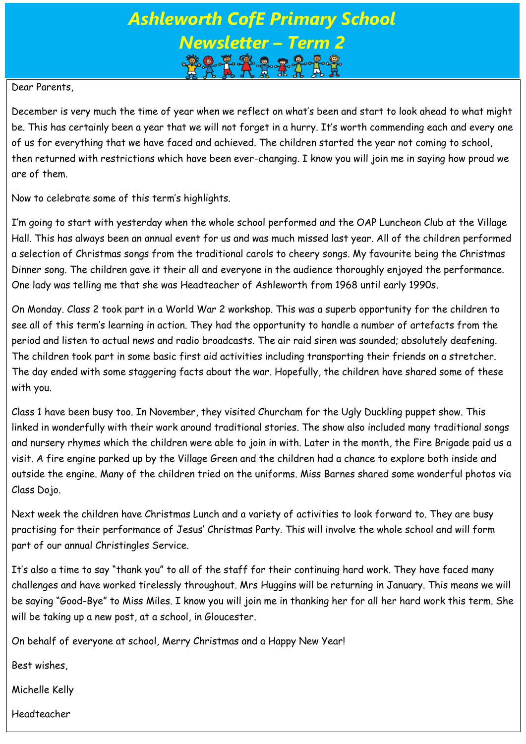# Ashleworth CofE Primary School
## Newsletter – Term 2

Dear Parents,

December is very much the time of year when we reflect on what's been and start to look ahead to what might be. This has certainly been a year that we will not forget in a hurry. It's worth commending each and every one of us for everything that we have faced and achieved. The children started the year not coming to school, then returned with restrictions which have been ever-changing. I know you will join me in saying how proud we are of them.

Now to celebrate some of this term's highlights.

I'm going to start with yesterday when the whole school performed and the OAP Luncheon Club at the Village Hall. This has always been an annual event for us and was much missed last year. All of the children performed a selection of Christmas songs from the traditional carols to cheery songs. My favourite being the Christmas Dinner song. The children gave it their all and everyone in the audience thoroughly enjoyed the performance. One lady was telling me that she was Headteacher of Ashleworth from 1968 until early 1990s.

On Monday. Class 2 took part in a World War 2 workshop. This was a superb opportunity for the children to see all of this term's learning in action. They had the opportunity to handle a number of artefacts from the period and listen to actual news and radio broadcasts. The air raid siren was sounded; absolutely deafening. The children took part in some basic first aid activities including transporting their friends on a stretcher. The day ended with some staggering facts about the war. Hopefully, the children have shared some of these with you.

Class 1 have been busy too. In November, they visited Churcham for the Ugly Duckling puppet show. This linked in wonderfully with their work around traditional stories. The show also included many traditional songs and nursery rhymes which the children were able to join in with. Later in the month, the Fire Brigade paid us a visit. A fire engine parked up by the Village Green and the children had a chance to explore both inside and outside the engine. Many of the children tried on the uniforms. Miss Barnes shared some wonderful photos via Class Dojo.

Next week the children have Christmas Lunch and a variety of activities to look forward to. They are busy practising for their performance of Jesus' Christmas Party. This will involve the whole school and will form part of our annual Christingles Service.

It's also a time to say "thank you" to all of the staff for their continuing hard work. They have faced many challenges and have worked tirelessly throughout. Mrs Huggins will be returning in January. This means we will be saying "Good-Bye" to Miss Miles. I know you will join me in thanking her for all her hard work this term. She will be taking up a new post, at a school, in Gloucester.

On behalf of everyone at school, Merry Christmas and a Happy New Year!

Best wishes,

Michelle Kelly

Headteacher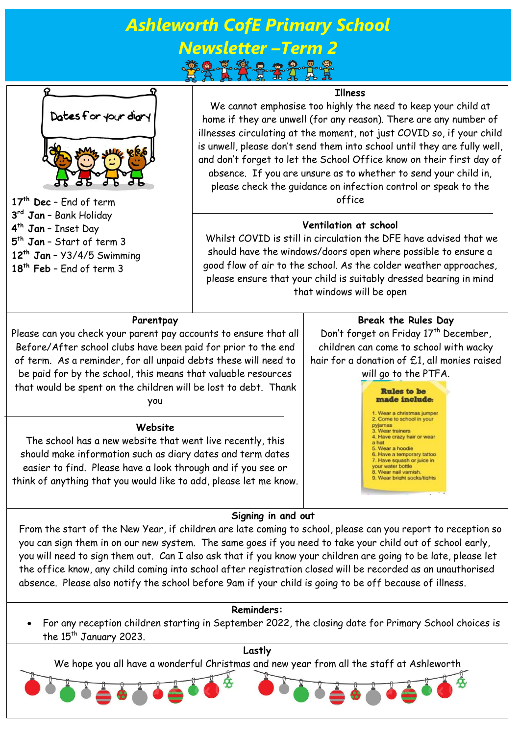# Ashleworth CofE Primary School
# Newsletter –Term 2

## Dates for your diary

**17th Dec** – End of term
**3rd Jan** – Bank Holiday
**4th Jan** – Inset Day
**5th Jan** – Start of term 3
**12th Jan** – Y3/4/5 Swimming
**18th Feb** – End of term 3

### Illness

We cannot emphasise too highly the need to keep your child at home if they are unwell (for any reason). There are any number of illnesses circulating at the moment, not just COVID so, if your child is unwell, please don't send them into school until they are fully well, and don't forget to let the School Office know on their first day of absence. If you are unsure as to whether to send your child in, please check the guidance on infection control or speak to the office

### Ventilation at school

Whilst COVID is still in circulation the DFE have advised that we should have the windows/doors open where possible to ensure a good flow of air to the school. As the colder weather approaches, please ensure that your child is suitably dressed bearing in mind that windows will be open

### Parentpay

Please can you check your parent pay accounts to ensure that all Before/After school clubs have been paid for prior to the end of term. As a reminder, for all unpaid debts these will need to be paid for by the school, this means that valuable resources that would be spent on the children will be lost to debt. Thank you

### Website

The school has a new website that went live recently, this should make information such as diary dates and term dates easier to find. Please have a look through and if you see or think of anything that you would like to add, please let me know.

### Break the Rules Day

Don't forget on Friday 17th December, children can come to school with wacky hair for a donation of £1, all monies raised will go to the PTFA.

**Rules to be made include:**

1. Wear a christmas jumper
2. Come to school in your pyjamas
3. Wear trainers
4. Have crazy hair or wear a hat
5. Wear a hoodie
6. Have a temporary tattoo
7. Have squash or juice in your water bottle
8. Wear nail varnish.
9. Wear bright socks/tights

### Signing in and out

From the start of the New Year, if children are late coming to school, please can you report to reception so you can sign them in on our new system. The same goes if you need to take your child out of school early, you will need to sign them out. Can I also ask that if you know your children are going to be late, please let the office know, any child coming into school after registration closed will be recorded as an unauthorised absence. Please also notify the school before 9am if your child is going to be off because of illness.

### Reminders:

- For any reception children starting in September 2022, the closing date for Primary School choices is the 15th January 2023.

### Lastly

We hope you all have a wonderful Christmas and new year from all the staff at Ashleworth